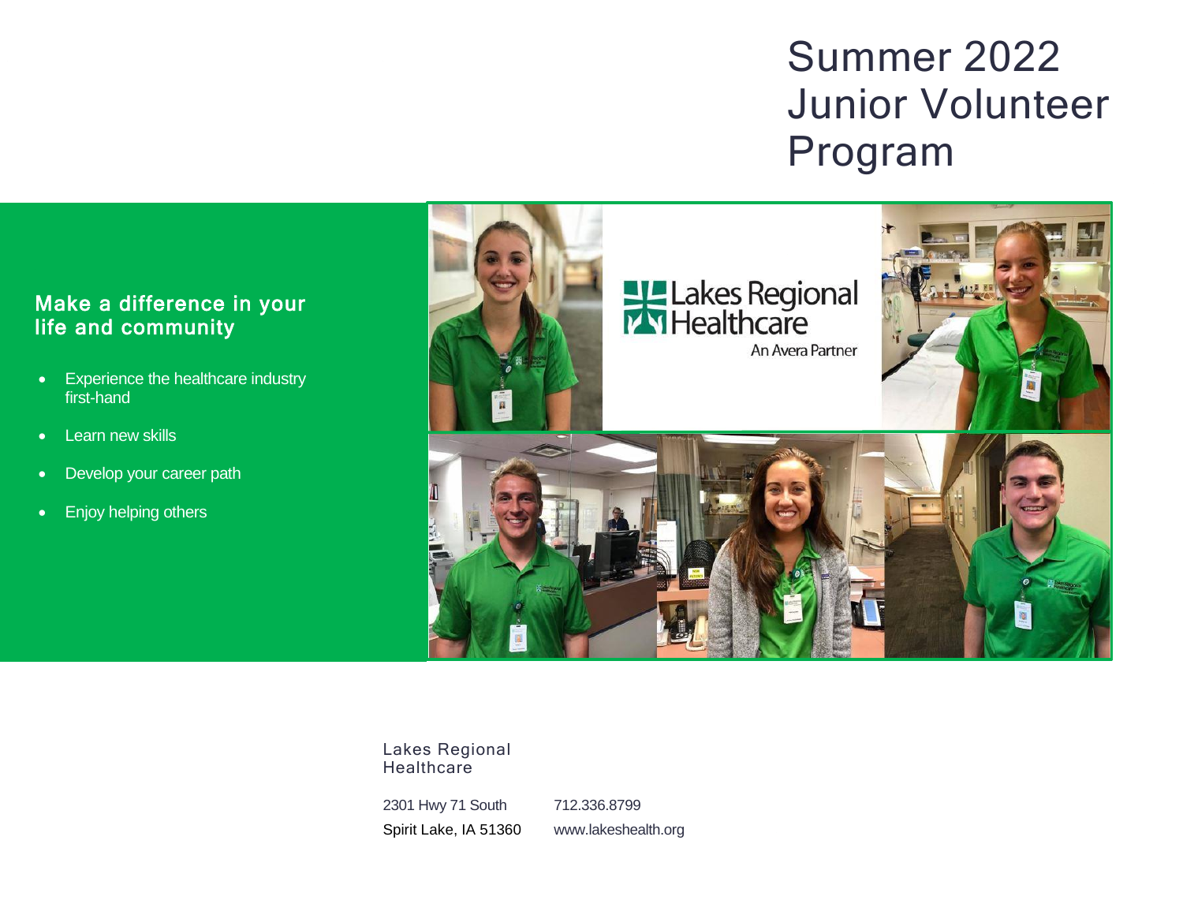# Summer 2022 Junior Volunteer Program

## Make a difference in your life and community

- Experience the healthcare industry first-hand
- Learn new skills
- Develop your career path
- Enjoy helping others

Lakes Regional Healthcare
An Avera Partner

Lakes Regional Healthcare

2301 Hwy 71 South
Spirit Lake, IA 51360

712.336.8799
www.lakeshealth.org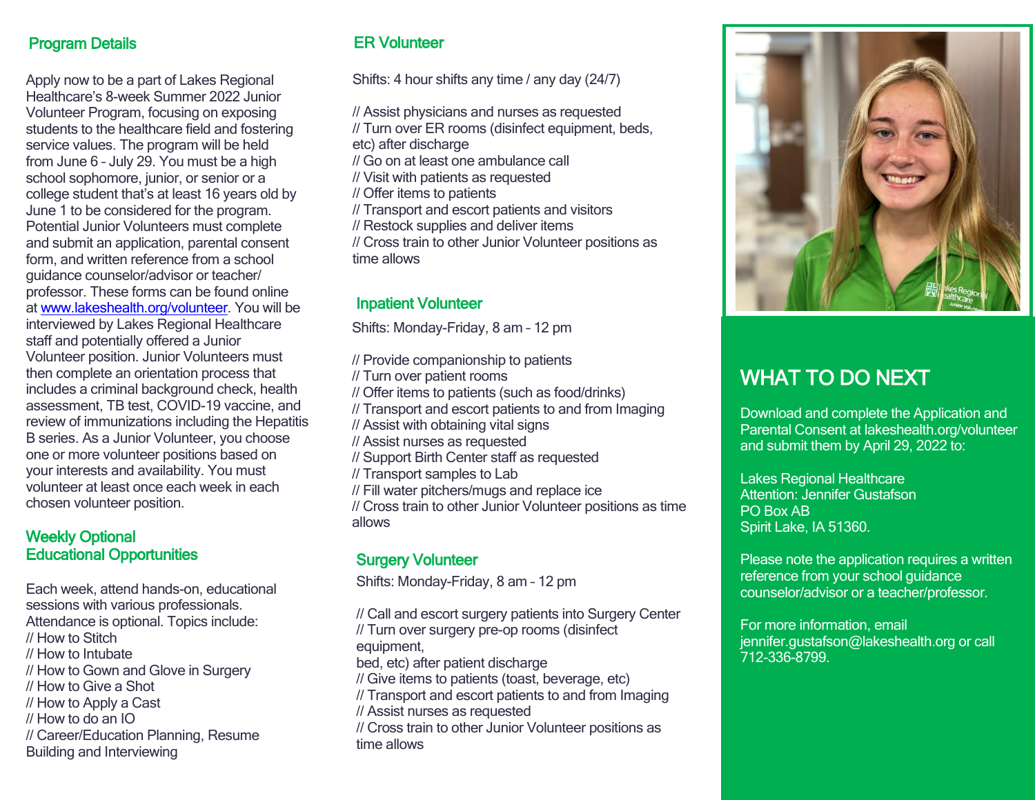## Program Details

Apply now to be a part of Lakes Regional Healthcare's 8-week Summer 2022 Junior Volunteer Program, focusing on exposing students to the healthcare field and fostering service values. The program will be held from June 6 – July 29. You must be a high school sophomore, junior, or senior or a college student that's at least 16 years old by June 1 to be considered for the program. Potential Junior Volunteers must complete and submit an application, parental consent form, and written reference from a school guidance counselor/advisor or teacher/ professor. These forms can be found online at www.lakeshealth.org/volunteer. You will be interviewed by Lakes Regional Healthcare staff and potentially offered a Junior Volunteer position. Junior Volunteers must then complete an orientation process that includes a criminal background check, health assessment, TB test, COVID-19 vaccine, and review of immunizations including the Hepatitis B series. As a Junior Volunteer, you choose one or more volunteer positions based on your interests and availability. You must volunteer at least once each week in each chosen volunteer position.

## Weekly Optional Educational Opportunities

Each week, attend hands-on, educational sessions with various professionals. Attendance is optional. Topics include:

// How to Stitch
// How to Intubate
// How to Gown and Glove in Surgery
// How to Give a Shot
// How to Apply a Cast
// How to do an IO
// Career/Education Planning, Resume Building and Interviewing

## ER Volunteer

Shifts: 4 hour shifts any time / any day (24/7)

// Assist physicians and nurses as requested
// Turn over ER rooms (disinfect equipment, beds, etc) after discharge
// Go on at least one ambulance call
// Visit with patients as requested
// Offer items to patients
// Transport and escort patients and visitors
// Restock supplies and deliver items
// Cross train to other Junior Volunteer positions as time allows

## Inpatient Volunteer

Shifts: Monday-Friday, 8 am – 12 pm

// Provide companionship to patients
// Turn over patient rooms
// Offer items to patients (such as food/drinks)
// Transport and escort patients to and from Imaging
// Assist with obtaining vital signs
// Assist nurses as requested
// Support Birth Center staff as requested
// Transport samples to Lab
// Fill water pitchers/mugs and replace ice
// Cross train to other Junior Volunteer positions as time allows

## Surgery Volunteer

Shifts: Monday-Friday, 8 am – 12 pm

// Call and escort surgery patients into Surgery Center
// Turn over surgery pre-op rooms (disinfect equipment,
bed, etc) after patient discharge
// Give items to patients (toast, beverage, etc)
// Transport and escort patients to and from Imaging
// Assist nurses as requested
// Cross train to other Junior Volunteer positions as time allows

## WHAT TO DO NEXT

Download and complete the Application and Parental Consent at lakeshealth.org/volunteer and submit them by April 29, 2022 to:

Lakes Regional Healthcare
Attention: Jennifer Gustafson
PO Box AB
Spirit Lake, IA 51360.

Please note the application requires a written reference from your school guidance counselor/advisor or a teacher/professor.

For more information, email jennifer.gustafson@lakeshealth.org or call 712-336-8799.